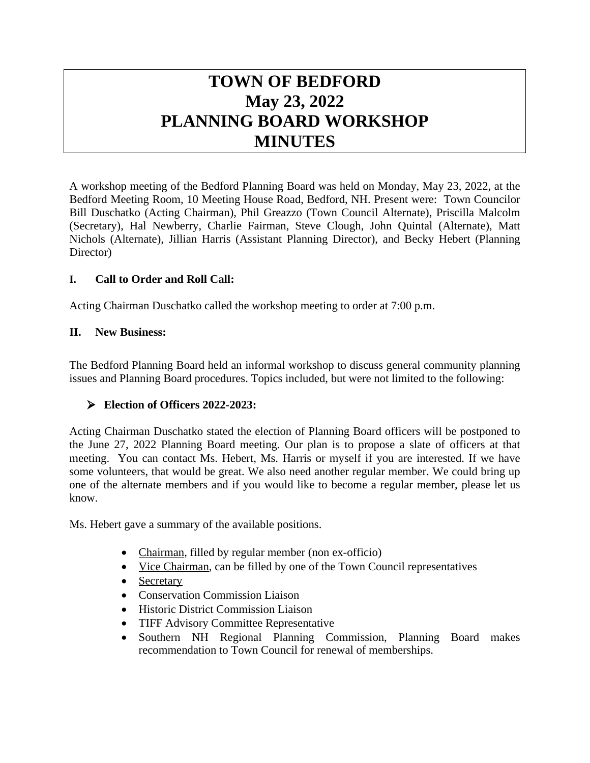# TOWN OF BEDFORD
# May 23, 2022
# PLANNING BOARD WORKSHOP
# MINUTES

A workshop meeting of the Bedford Planning Board was held on Monday, May 23, 2022, at the Bedford Meeting Room, 10 Meeting House Road, Bedford, NH. Present were: Town Councilor Bill Duschatko (Acting Chairman), Phil Greazzo (Town Council Alternate), Priscilla Malcolm (Secretary), Hal Newberry, Charlie Fairman, Steve Clough, John Quintal (Alternate), Matt Nichols (Alternate), Jillian Harris (Assistant Planning Director), and Becky Hebert (Planning Director)

**I. Call to Order and Roll Call:**

Acting Chairman Duschatko called the workshop meeting to order at 7:00 p.m.

**II. New Business:**

The Bedford Planning Board held an informal workshop to discuss general community planning issues and Planning Board procedures. Topics included, but were not limited to the following:

- **Election of Officers 2022-2023:**

Acting Chairman Duschatko stated the election of Planning Board officers will be postponed to the June 27, 2022 Planning Board meeting. Our plan is to propose a slate of officers at that meeting. You can contact Ms. Hebert, Ms. Harris or myself if you are interested. If we have some volunteers, that would be great. We also need another regular member. We could bring up one of the alternate members and if you would like to become a regular member, please let us know.

Ms. Hebert gave a summary of the available positions.

- Chairman, filled by regular member (non ex-officio)
- Vice Chairman, can be filled by one of the Town Council representatives
- Secretary
- Conservation Commission Liaison
- Historic District Commission Liaison
- TIFF Advisory Committee Representative
- Southern NH Regional Planning Commission, Planning Board makes recommendation to Town Council for renewal of memberships.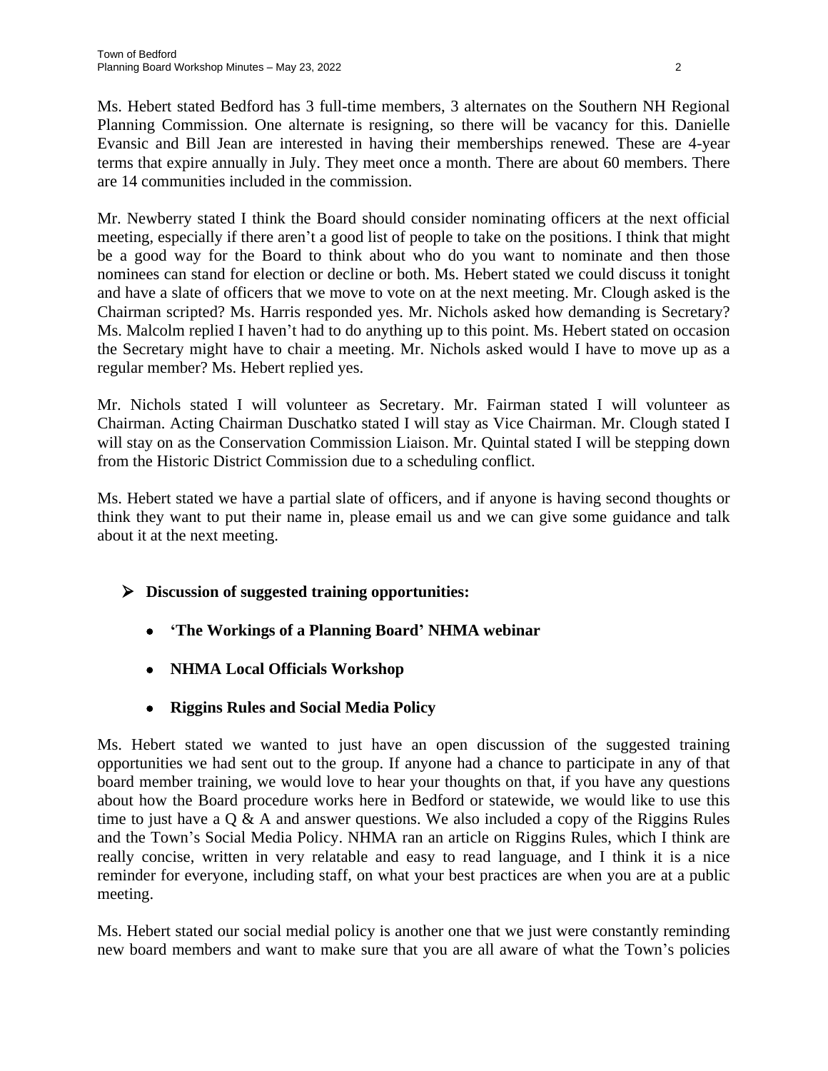Ms. Hebert stated Bedford has 3 full-time members, 3 alternates on the Southern NH Regional Planning Commission. One alternate is resigning, so there will be vacancy for this. Danielle Evansic and Bill Jean are interested in having their memberships renewed. These are 4-year terms that expire annually in July. They meet once a month. There are about 60 members. There are 14 communities included in the commission.

Mr. Newberry stated I think the Board should consider nominating officers at the next official meeting, especially if there aren't a good list of people to take on the positions. I think that might be a good way for the Board to think about who do you want to nominate and then those nominees can stand for election or decline or both. Ms. Hebert stated we could discuss it tonight and have a slate of officers that we move to vote on at the next meeting. Mr. Clough asked is the Chairman scripted? Ms. Harris responded yes. Mr. Nichols asked how demanding is Secretary? Ms. Malcolm replied I haven't had to do anything up to this point. Ms. Hebert stated on occasion the Secretary might have to chair a meeting. Mr. Nichols asked would I have to move up as a regular member? Ms. Hebert replied yes.

Mr. Nichols stated I will volunteer as Secretary. Mr. Fairman stated I will volunteer as Chairman. Acting Chairman Duschatko stated I will stay as Vice Chairman. Mr. Clough stated I will stay on as the Conservation Commission Liaison. Mr. Quintal stated I will be stepping down from the Historic District Commission due to a scheduling conflict.

Ms. Hebert stated we have a partial slate of officers, and if anyone is having second thoughts or think they want to put their name in, please email us and we can give some guidance and talk about it at the next meeting.

- **Discussion of suggested training opportunities:**
  - **'The Workings of a Planning Board' NHMA webinar**
  - **NHMA Local Officials Workshop**
  - **Riggins Rules and Social Media Policy**

Ms. Hebert stated we wanted to just have an open discussion of the suggested training opportunities we had sent out to the group. If anyone had a chance to participate in any of that board member training, we would love to hear your thoughts on that, if you have any questions about how the Board procedure works here in Bedford or statewide, we would like to use this time to just have a Q & A and answer questions. We also included a copy of the Riggins Rules and the Town's Social Media Policy. NHMA ran an article on Riggins Rules, which I think are really concise, written in very relatable and easy to read language, and I think it is a nice reminder for everyone, including staff, on what your best practices are when you are at a public meeting.

Ms. Hebert stated our social medial policy is another one that we just were constantly reminding new board members and want to make sure that you are all aware of what the Town's policies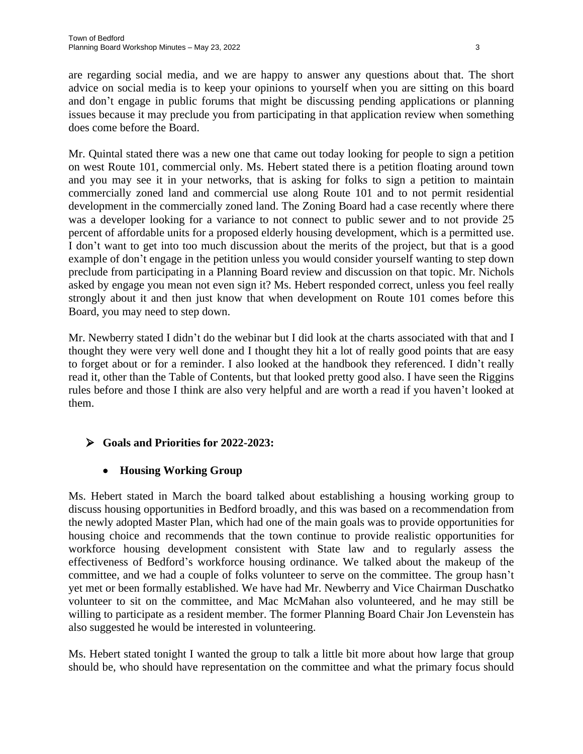are regarding social media, and we are happy to answer any questions about that. The short advice on social media is to keep your opinions to yourself when you are sitting on this board and don't engage in public forums that might be discussing pending applications or planning issues because it may preclude you from participating in that application review when something does come before the Board.

Mr. Quintal stated there was a new one that came out today looking for people to sign a petition on west Route 101, commercial only. Ms. Hebert stated there is a petition floating around town and you may see it in your networks, that is asking for folks to sign a petition to maintain commercially zoned land and commercial use along Route 101 and to not permit residential development in the commercially zoned land. The Zoning Board had a case recently where there was a developer looking for a variance to not connect to public sewer and to not provide 25 percent of affordable units for a proposed elderly housing development, which is a permitted use. I don't want to get into too much discussion about the merits of the project, but that is a good example of don't engage in the petition unless you would consider yourself wanting to step down preclude from participating in a Planning Board review and discussion on that topic. Mr. Nichols asked by engage you mean not even sign it? Ms. Hebert responded correct, unless you feel really strongly about it and then just know that when development on Route 101 comes before this Board, you may need to step down.

Mr. Newberry stated I didn't do the webinar but I did look at the charts associated with that and I thought they were very well done and I thought they hit a lot of really good points that are easy to forget about or for a reminder. I also looked at the handbook they referenced. I didn't really read it, other than the Table of Contents, but that looked pretty good also. I have seen the Riggins rules before and those I think are also very helpful and are worth a read if you haven't looked at them.

- **Goals and Priorities for 2022-2023:**

  - **Housing Working Group**

Ms. Hebert stated in March the board talked about establishing a housing working group to discuss housing opportunities in Bedford broadly, and this was based on a recommendation from the newly adopted Master Plan, which had one of the main goals was to provide opportunities for housing choice and recommends that the town continue to provide realistic opportunities for workforce housing development consistent with State law and to regularly assess the effectiveness of Bedford's workforce housing ordinance. We talked about the makeup of the committee, and we had a couple of folks volunteer to serve on the committee. The group hasn't yet met or been formally established. We have had Mr. Newberry and Vice Chairman Duschatko volunteer to sit on the committee, and Mac McMahan also volunteered, and he may still be willing to participate as a resident member. The former Planning Board Chair Jon Levenstein has also suggested he would be interested in volunteering.

Ms. Hebert stated tonight I wanted the group to talk a little bit more about how large that group should be, who should have representation on the committee and what the primary focus should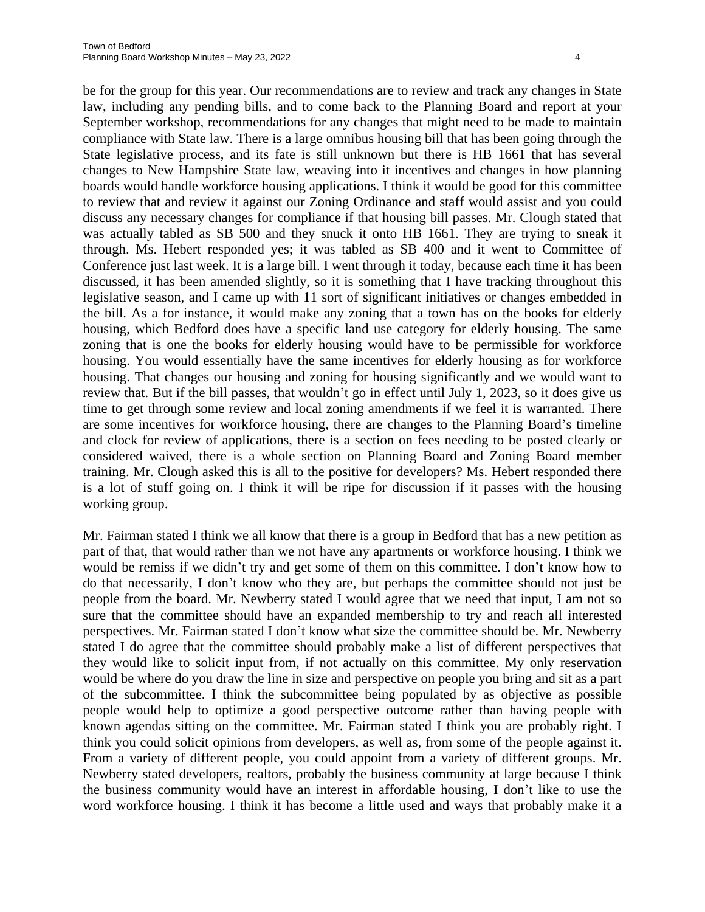be for the group for this year. Our recommendations are to review and track any changes in State law, including any pending bills, and to come back to the Planning Board and report at your September workshop, recommendations for any changes that might need to be made to maintain compliance with State law. There is a large omnibus housing bill that has been going through the State legislative process, and its fate is still unknown but there is HB 1661 that has several changes to New Hampshire State law, weaving into it incentives and changes in how planning boards would handle workforce housing applications. I think it would be good for this committee to review that and review it against our Zoning Ordinance and staff would assist and you could discuss any necessary changes for compliance if that housing bill passes. Mr. Clough stated that was actually tabled as SB 500 and they snuck it onto HB 1661. They are trying to sneak it through. Ms. Hebert responded yes; it was tabled as SB 400 and it went to Committee of Conference just last week. It is a large bill. I went through it today, because each time it has been discussed, it has been amended slightly, so it is something that I have tracking throughout this legislative season, and I came up with 11 sort of significant initiatives or changes embedded in the bill. As a for instance, it would make any zoning that a town has on the books for elderly housing, which Bedford does have a specific land use category for elderly housing. The same zoning that is one the books for elderly housing would have to be permissible for workforce housing. You would essentially have the same incentives for elderly housing as for workforce housing. That changes our housing and zoning for housing significantly and we would want to review that. But if the bill passes, that wouldn't go in effect until July 1, 2023, so it does give us time to get through some review and local zoning amendments if we feel it is warranted. There are some incentives for workforce housing, there are changes to the Planning Board's timeline and clock for review of applications, there is a section on fees needing to be posted clearly or considered waived, there is a whole section on Planning Board and Zoning Board member training. Mr. Clough asked this is all to the positive for developers? Ms. Hebert responded there is a lot of stuff going on. I think it will be ripe for discussion if it passes with the housing working group.

Mr. Fairman stated I think we all know that there is a group in Bedford that has a new petition as part of that, that would rather than we not have any apartments or workforce housing. I think we would be remiss if we didn't try and get some of them on this committee. I don't know how to do that necessarily, I don't know who they are, but perhaps the committee should not just be people from the board. Mr. Newberry stated I would agree that we need that input, I am not so sure that the committee should have an expanded membership to try and reach all interested perspectives. Mr. Fairman stated I don't know what size the committee should be. Mr. Newberry stated I do agree that the committee should probably make a list of different perspectives that they would like to solicit input from, if not actually on this committee. My only reservation would be where do you draw the line in size and perspective on people you bring and sit as a part of the subcommittee. I think the subcommittee being populated by as objective as possible people would help to optimize a good perspective outcome rather than having people with known agendas sitting on the committee. Mr. Fairman stated I think you are probably right. I think you could solicit opinions from developers, as well as, from some of the people against it. From a variety of different people, you could appoint from a variety of different groups. Mr. Newberry stated developers, realtors, probably the business community at large because I think the business community would have an interest in affordable housing, I don't like to use the word workforce housing. I think it has become a little used and ways that probably make it a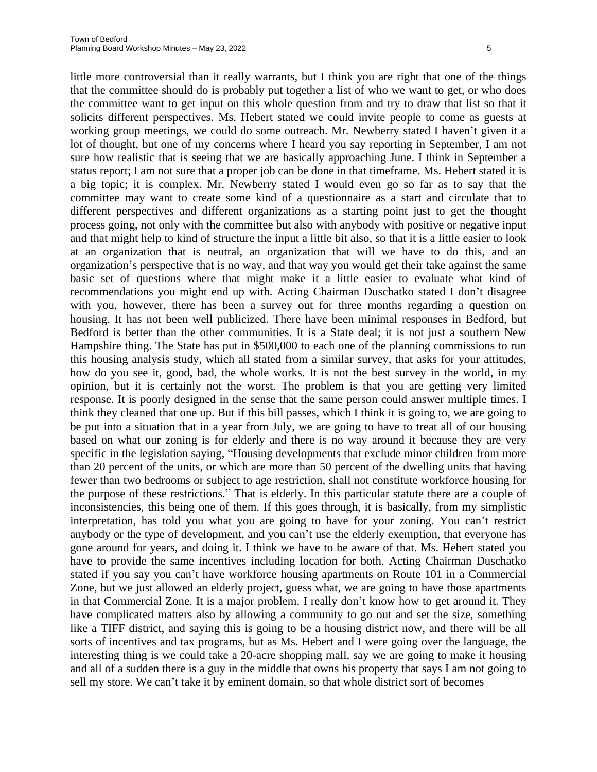little more controversial than it really warrants, but I think you are right that one of the things that the committee should do is probably put together a list of who we want to get, or who does the committee want to get input on this whole question from and try to draw that list so that it solicits different perspectives. Ms. Hebert stated we could invite people to come as guests at working group meetings, we could do some outreach. Mr. Newberry stated I haven't given it a lot of thought, but one of my concerns where I heard you say reporting in September, I am not sure how realistic that is seeing that we are basically approaching June. I think in September a status report; I am not sure that a proper job can be done in that timeframe. Ms. Hebert stated it is a big topic; it is complex. Mr. Newberry stated I would even go so far as to say that the committee may want to create some kind of a questionnaire as a start and circulate that to different perspectives and different organizations as a starting point just to get the thought process going, not only with the committee but also with anybody with positive or negative input and that might help to kind of structure the input a little bit also, so that it is a little easier to look at an organization that is neutral, an organization that will we have to do this, and an organization's perspective that is no way, and that way you would get their take against the same basic set of questions where that might make it a little easier to evaluate what kind of recommendations you might end up with. Acting Chairman Duschatko stated I don't disagree with you, however, there has been a survey out for three months regarding a question on housing. It has not been well publicized. There have been minimal responses in Bedford, but Bedford is better than the other communities. It is a State deal; it is not just a southern New Hampshire thing. The State has put in $500,000 to each one of the planning commissions to run this housing analysis study, which all stated from a similar survey, that asks for your attitudes, how do you see it, good, bad, the whole works. It is not the best survey in the world, in my opinion, but it is certainly not the worst. The problem is that you are getting very limited response. It is poorly designed in the sense that the same person could answer multiple times. I think they cleaned that one up. But if this bill passes, which I think it is going to, we are going to be put into a situation that in a year from July, we are going to have to treat all of our housing based on what our zoning is for elderly and there is no way around it because they are very specific in the legislation saying, "Housing developments that exclude minor children from more than 20 percent of the units, or which are more than 50 percent of the dwelling units that having fewer than two bedrooms or subject to age restriction, shall not constitute workforce housing for the purpose of these restrictions." That is elderly. In this particular statute there are a couple of inconsistencies, this being one of them. If this goes through, it is basically, from my simplistic interpretation, has told you what you are going to have for your zoning. You can't restrict anybody or the type of development, and you can't use the elderly exemption, that everyone has gone around for years, and doing it. I think we have to be aware of that. Ms. Hebert stated you have to provide the same incentives including location for both. Acting Chairman Duschatko stated if you say you can't have workforce housing apartments on Route 101 in a Commercial Zone, but we just allowed an elderly project, guess what, we are going to have those apartments in that Commercial Zone. It is a major problem. I really don't know how to get around it. They have complicated matters also by allowing a community to go out and set the size, something like a TIFF district, and saying this is going to be a housing district now, and there will be all sorts of incentives and tax programs, but as Ms. Hebert and I were going over the language, the interesting thing is we could take a 20-acre shopping mall, say we are going to make it housing and all of a sudden there is a guy in the middle that owns his property that says I am not going to sell my store. We can't take it by eminent domain, so that whole district sort of becomes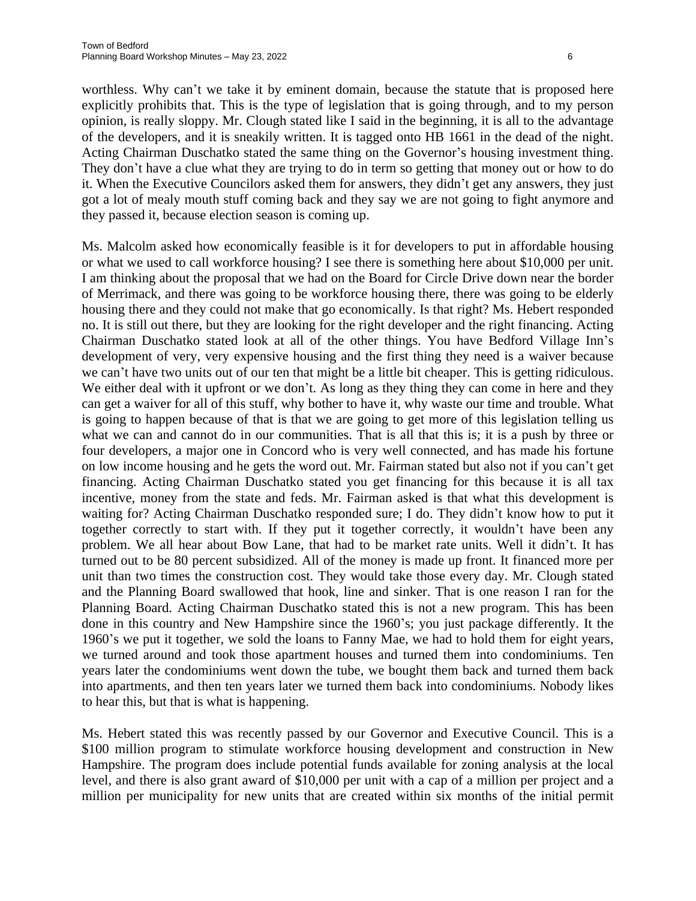worthless. Why can't we take it by eminent domain, because the statute that is proposed here explicitly prohibits that. This is the type of legislation that is going through, and to my person opinion, is really sloppy. Mr. Clough stated like I said in the beginning, it is all to the advantage of the developers, and it is sneakily written. It is tagged onto HB 1661 in the dead of the night. Acting Chairman Duschatko stated the same thing on the Governor's housing investment thing. They don't have a clue what they are trying to do in term so getting that money out or how to do it. When the Executive Councilors asked them for answers, they didn't get any answers, they just got a lot of mealy mouth stuff coming back and they say we are not going to fight anymore and they passed it, because election season is coming up.

Ms. Malcolm asked how economically feasible is it for developers to put in affordable housing or what we used to call workforce housing? I see there is something here about $10,000 per unit. I am thinking about the proposal that we had on the Board for Circle Drive down near the border of Merrimack, and there was going to be workforce housing there, there was going to be elderly housing there and they could not make that go economically. Is that right? Ms. Hebert responded no. It is still out there, but they are looking for the right developer and the right financing. Acting Chairman Duschatko stated look at all of the other things. You have Bedford Village Inn's development of very, very expensive housing and the first thing they need is a waiver because we can't have two units out of our ten that might be a little bit cheaper. This is getting ridiculous. We either deal with it upfront or we don't. As long as they thing they can come in here and they can get a waiver for all of this stuff, why bother to have it, why waste our time and trouble. What is going to happen because of that is that we are going to get more of this legislation telling us what we can and cannot do in our communities. That is all that this is; it is a push by three or four developers, a major one in Concord who is very well connected, and has made his fortune on low income housing and he gets the word out. Mr. Fairman stated but also not if you can't get financing. Acting Chairman Duschatko stated you get financing for this because it is all tax incentive, money from the state and feds. Mr. Fairman asked is that what this development is waiting for? Acting Chairman Duschatko responded sure; I do. They didn't know how to put it together correctly to start with. If they put it together correctly, it wouldn't have been any problem. We all hear about Bow Lane, that had to be market rate units. Well it didn't. It has turned out to be 80 percent subsidized. All of the money is made up front. It financed more per unit than two times the construction cost. They would take those every day. Mr. Clough stated and the Planning Board swallowed that hook, line and sinker. That is one reason I ran for the Planning Board. Acting Chairman Duschatko stated this is not a new program. This has been done in this country and New Hampshire since the 1960's; you just package differently. It the 1960's we put it together, we sold the loans to Fanny Mae, we had to hold them for eight years, we turned around and took those apartment houses and turned them into condominiums. Ten years later the condominiums went down the tube, we bought them back and turned them back into apartments, and then ten years later we turned them back into condominiums. Nobody likes to hear this, but that is what is happening.

Ms. Hebert stated this was recently passed by our Governor and Executive Council. This is a $100 million program to stimulate workforce housing development and construction in New Hampshire. The program does include potential funds available for zoning analysis at the local level, and there is also grant award of $10,000 per unit with a cap of a million per project and a million per municipality for new units that are created within six months of the initial permit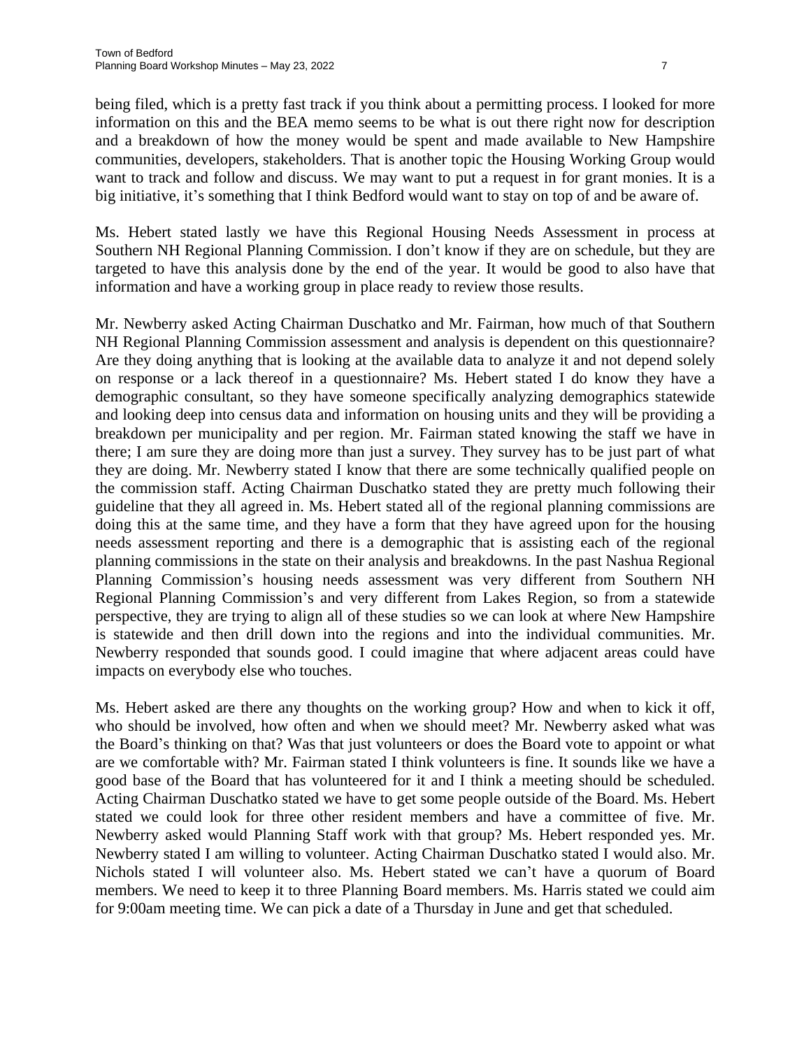being filed, which is a pretty fast track if you think about a permitting process. I looked for more information on this and the BEA memo seems to be what is out there right now for description and a breakdown of how the money would be spent and made available to New Hampshire communities, developers, stakeholders. That is another topic the Housing Working Group would want to track and follow and discuss. We may want to put a request in for grant monies. It is a big initiative, it's something that I think Bedford would want to stay on top of and be aware of.

Ms. Hebert stated lastly we have this Regional Housing Needs Assessment in process at Southern NH Regional Planning Commission. I don't know if they are on schedule, but they are targeted to have this analysis done by the end of the year. It would be good to also have that information and have a working group in place ready to review those results.

Mr. Newberry asked Acting Chairman Duschatko and Mr. Fairman, how much of that Southern NH Regional Planning Commission assessment and analysis is dependent on this questionnaire? Are they doing anything that is looking at the available data to analyze it and not depend solely on response or a lack thereof in a questionnaire? Ms. Hebert stated I do know they have a demographic consultant, so they have someone specifically analyzing demographics statewide and looking deep into census data and information on housing units and they will be providing a breakdown per municipality and per region. Mr. Fairman stated knowing the staff we have in there; I am sure they are doing more than just a survey. They survey has to be just part of what they are doing. Mr. Newberry stated I know that there are some technically qualified people on the commission staff. Acting Chairman Duschatko stated they are pretty much following their guideline that they all agreed in. Ms. Hebert stated all of the regional planning commissions are doing this at the same time, and they have a form that they have agreed upon for the housing needs assessment reporting and there is a demographic that is assisting each of the regional planning commissions in the state on their analysis and breakdowns. In the past Nashua Regional Planning Commission's housing needs assessment was very different from Southern NH Regional Planning Commission's and very different from Lakes Region, so from a statewide perspective, they are trying to align all of these studies so we can look at where New Hampshire is statewide and then drill down into the regions and into the individual communities. Mr. Newberry responded that sounds good. I could imagine that where adjacent areas could have impacts on everybody else who touches.

Ms. Hebert asked are there any thoughts on the working group? How and when to kick it off, who should be involved, how often and when we should meet? Mr. Newberry asked what was the Board's thinking on that? Was that just volunteers or does the Board vote to appoint or what are we comfortable with? Mr. Fairman stated I think volunteers is fine. It sounds like we have a good base of the Board that has volunteered for it and I think a meeting should be scheduled. Acting Chairman Duschatko stated we have to get some people outside of the Board. Ms. Hebert stated we could look for three other resident members and have a committee of five. Mr. Newberry asked would Planning Staff work with that group? Ms. Hebert responded yes. Mr. Newberry stated I am willing to volunteer. Acting Chairman Duschatko stated I would also. Mr. Nichols stated I will volunteer also. Ms. Hebert stated we can't have a quorum of Board members. We need to keep it to three Planning Board members. Ms. Harris stated we could aim for 9:00am meeting time. We can pick a date of a Thursday in June and get that scheduled.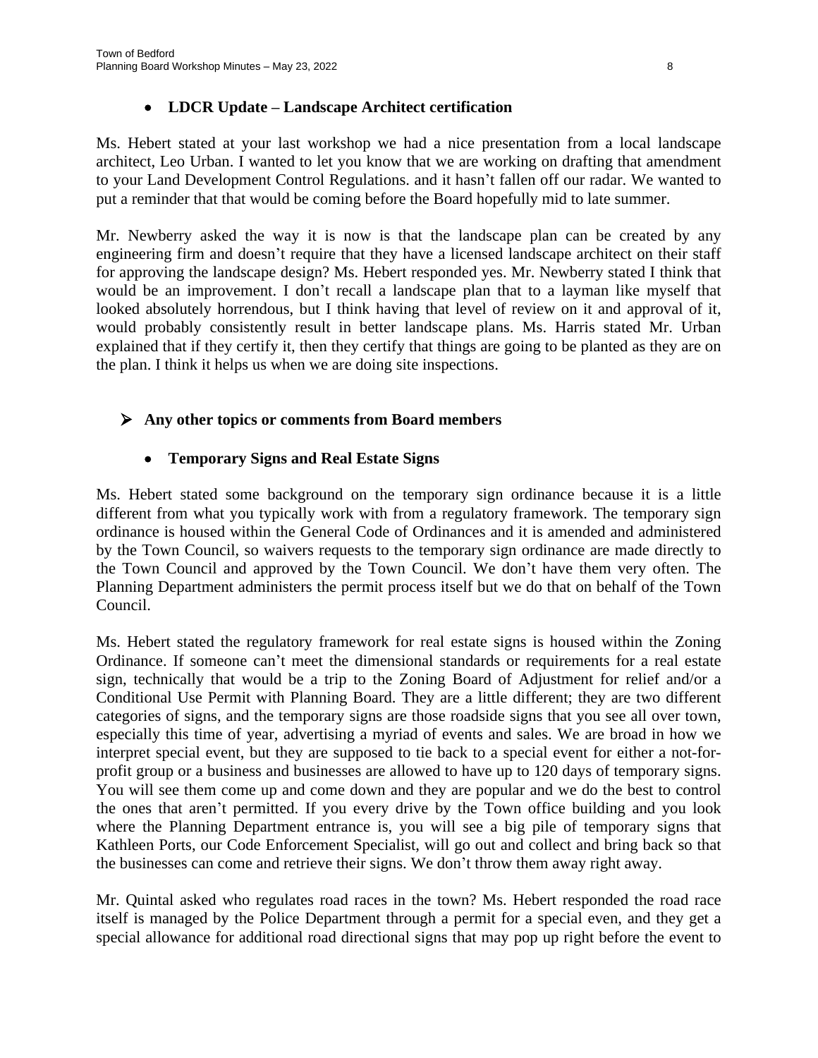- **LDCR Update – Landscape Architect certification**

Ms. Hebert stated at your last workshop we had a nice presentation from a local landscape architect, Leo Urban. I wanted to let you know that we are working on drafting that amendment to your Land Development Control Regulations. and it hasn't fallen off our radar. We wanted to put a reminder that that would be coming before the Board hopefully mid to late summer.

Mr. Newberry asked the way it is now is that the landscape plan can be created by any engineering firm and doesn't require that they have a licensed landscape architect on their staff for approving the landscape design? Ms. Hebert responded yes. Mr. Newberry stated I think that would be an improvement. I don't recall a landscape plan that to a layman like myself that looked absolutely horrendous, but I think having that level of review on it and approval of it, would probably consistently result in better landscape plans. Ms. Harris stated Mr. Urban explained that if they certify it, then they certify that things are going to be planted as they are on the plan. I think it helps us when we are doing site inspections.

- **Any other topics or comments from Board members**

  - **Temporary Signs and Real Estate Signs**

Ms. Hebert stated some background on the temporary sign ordinance because it is a little different from what you typically work with from a regulatory framework. The temporary sign ordinance is housed within the General Code of Ordinances and it is amended and administered by the Town Council, so waivers requests to the temporary sign ordinance are made directly to the Town Council and approved by the Town Council. We don't have them very often. The Planning Department administers the permit process itself but we do that on behalf of the Town Council.

Ms. Hebert stated the regulatory framework for real estate signs is housed within the Zoning Ordinance. If someone can't meet the dimensional standards or requirements for a real estate sign, technically that would be a trip to the Zoning Board of Adjustment for relief and/or a Conditional Use Permit with Planning Board. They are a little different; they are two different categories of signs, and the temporary signs are those roadside signs that you see all over town, especially this time of year, advertising a myriad of events and sales. We are broad in how we interpret special event, but they are supposed to tie back to a special event for either a not-for-profit group or a business and businesses are allowed to have up to 120 days of temporary signs. You will see them come up and come down and they are popular and we do the best to control the ones that aren't permitted. If you every drive by the Town office building and you look where the Planning Department entrance is, you will see a big pile of temporary signs that Kathleen Ports, our Code Enforcement Specialist, will go out and collect and bring back so that the businesses can come and retrieve their signs. We don't throw them away right away.

Mr. Quintal asked who regulates road races in the town? Ms. Hebert responded the road race itself is managed by the Police Department through a permit for a special even, and they get a special allowance for additional road directional signs that may pop up right before the event to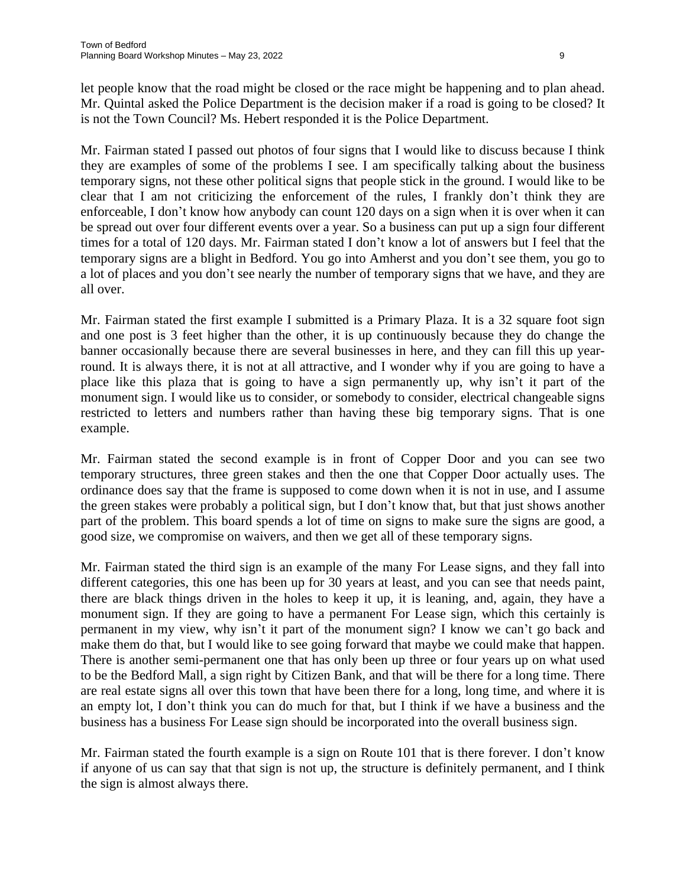let people know that the road might be closed or the race might be happening and to plan ahead. Mr. Quintal asked the Police Department is the decision maker if a road is going to be closed? It is not the Town Council? Ms. Hebert responded it is the Police Department.

Mr. Fairman stated I passed out photos of four signs that I would like to discuss because I think they are examples of some of the problems I see. I am specifically talking about the business temporary signs, not these other political signs that people stick in the ground. I would like to be clear that I am not criticizing the enforcement of the rules, I frankly don't think they are enforceable, I don't know how anybody can count 120 days on a sign when it is over when it can be spread out over four different events over a year. So a business can put up a sign four different times for a total of 120 days. Mr. Fairman stated I don't know a lot of answers but I feel that the temporary signs are a blight in Bedford. You go into Amherst and you don't see them, you go to a lot of places and you don't see nearly the number of temporary signs that we have, and they are all over.

Mr. Fairman stated the first example I submitted is a Primary Plaza. It is a 32 square foot sign and one post is 3 feet higher than the other, it is up continuously because they do change the banner occasionally because there are several businesses in here, and they can fill this up year-round. It is always there, it is not at all attractive, and I wonder why if you are going to have a place like this plaza that is going to have a sign permanently up, why isn't it part of the monument sign. I would like us to consider, or somebody to consider, electrical changeable signs restricted to letters and numbers rather than having these big temporary signs. That is one example.

Mr. Fairman stated the second example is in front of Copper Door and you can see two temporary structures, three green stakes and then the one that Copper Door actually uses. The ordinance does say that the frame is supposed to come down when it is not in use, and I assume the green stakes were probably a political sign, but I don't know that, but that just shows another part of the problem. This board spends a lot of time on signs to make sure the signs are good, a good size, we compromise on waivers, and then we get all of these temporary signs.

Mr. Fairman stated the third sign is an example of the many For Lease signs, and they fall into different categories, this one has been up for 30 years at least, and you can see that needs paint, there are black things driven in the holes to keep it up, it is leaning, and, again, they have a monument sign. If they are going to have a permanent For Lease sign, which this certainly is permanent in my view, why isn't it part of the monument sign? I know we can't go back and make them do that, but I would like to see going forward that maybe we could make that happen. There is another semi-permanent one that has only been up three or four years up on what used to be the Bedford Mall, a sign right by Citizen Bank, and that will be there for a long time. There are real estate signs all over this town that have been there for a long, long time, and where it is an empty lot, I don't think you can do much for that, but I think if we have a business and the business has a business For Lease sign should be incorporated into the overall business sign.

Mr. Fairman stated the fourth example is a sign on Route 101 that is there forever. I don't know if anyone of us can say that that sign is not up, the structure is definitely permanent, and I think the sign is almost always there.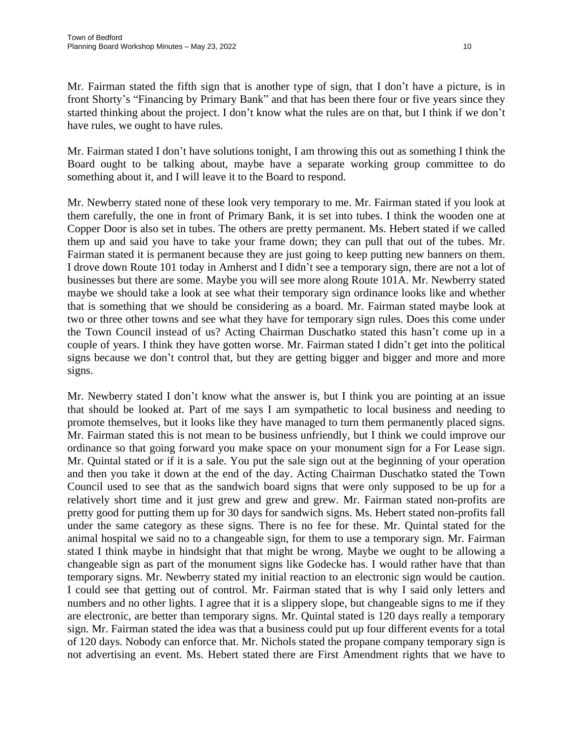Mr. Fairman stated the fifth sign that is another type of sign, that I don't have a picture, is in front Shorty's "Financing by Primary Bank" and that has been there four or five years since they started thinking about the project. I don't know what the rules are on that, but I think if we don't have rules, we ought to have rules.

Mr. Fairman stated I don't have solutions tonight, I am throwing this out as something I think the Board ought to be talking about, maybe have a separate working group committee to do something about it, and I will leave it to the Board to respond.

Mr. Newberry stated none of these look very temporary to me. Mr. Fairman stated if you look at them carefully, the one in front of Primary Bank, it is set into tubes. I think the wooden one at Copper Door is also set in tubes. The others are pretty permanent. Ms. Hebert stated if we called them up and said you have to take your frame down; they can pull that out of the tubes. Mr. Fairman stated it is permanent because they are just going to keep putting new banners on them. I drove down Route 101 today in Amherst and I didn't see a temporary sign, there are not a lot of businesses but there are some. Maybe you will see more along Route 101A. Mr. Newberry stated maybe we should take a look at see what their temporary sign ordinance looks like and whether that is something that we should be considering as a board. Mr. Fairman stated maybe look at two or three other towns and see what they have for temporary sign rules. Does this come under the Town Council instead of us? Acting Chairman Duschatko stated this hasn't come up in a couple of years. I think they have gotten worse. Mr. Fairman stated I didn't get into the political signs because we don't control that, but they are getting bigger and bigger and more and more signs.

Mr. Newberry stated I don't know what the answer is, but I think you are pointing at an issue that should be looked at. Part of me says I am sympathetic to local business and needing to promote themselves, but it looks like they have managed to turn them permanently placed signs. Mr. Fairman stated this is not mean to be business unfriendly, but I think we could improve our ordinance so that going forward you make space on your monument sign for a For Lease sign. Mr. Quintal stated or if it is a sale. You put the sale sign out at the beginning of your operation and then you take it down at the end of the day. Acting Chairman Duschatko stated the Town Council used to see that as the sandwich board signs that were only supposed to be up for a relatively short time and it just grew and grew and grew. Mr. Fairman stated non-profits are pretty good for putting them up for 30 days for sandwich signs. Ms. Hebert stated non-profits fall under the same category as these signs. There is no fee for these. Mr. Quintal stated for the animal hospital we said no to a changeable sign, for them to use a temporary sign. Mr. Fairman stated I think maybe in hindsight that that might be wrong. Maybe we ought to be allowing a changeable sign as part of the monument signs like Godecke has. I would rather have that than temporary signs. Mr. Newberry stated my initial reaction to an electronic sign would be caution. I could see that getting out of control. Mr. Fairman stated that is why I said only letters and numbers and no other lights. I agree that it is a slippery slope, but changeable signs to me if they are electronic, are better than temporary signs. Mr. Quintal stated is 120 days really a temporary sign. Mr. Fairman stated the idea was that a business could put up four different events for a total of 120 days. Nobody can enforce that. Mr. Nichols stated the propane company temporary sign is not advertising an event. Ms. Hebert stated there are First Amendment rights that we have to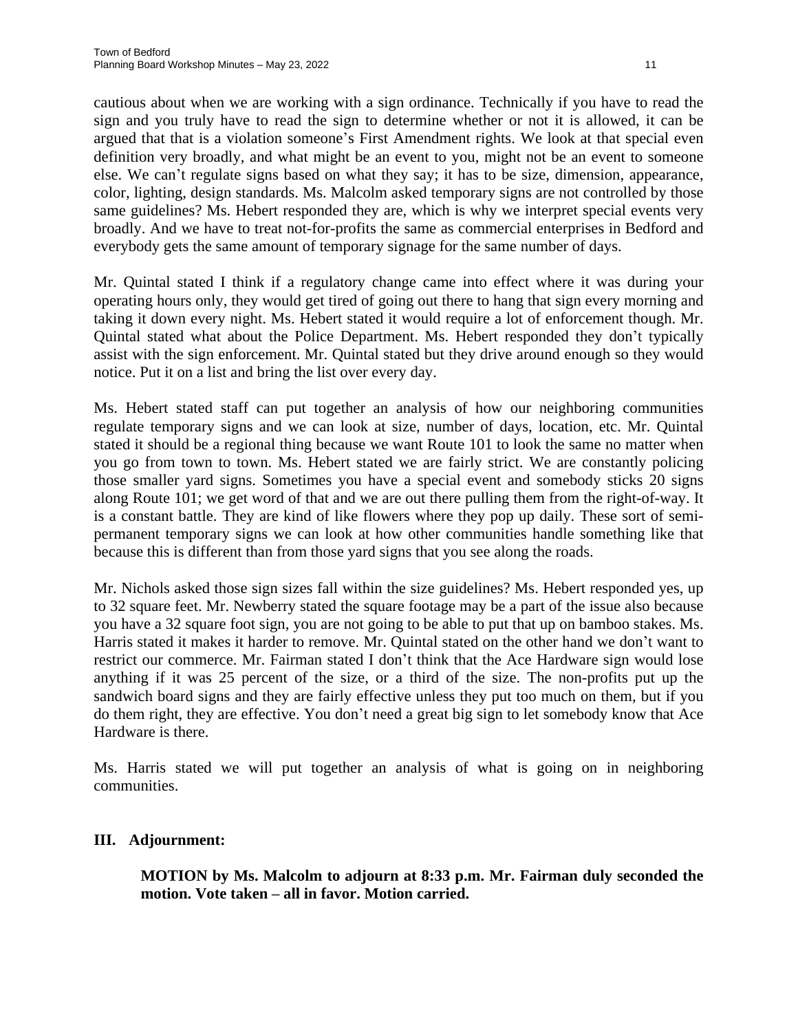cautious about when we are working with a sign ordinance. Technically if you have to read the sign and you truly have to read the sign to determine whether or not it is allowed, it can be argued that that is a violation someone's First Amendment rights. We look at that special even definition very broadly, and what might be an event to you, might not be an event to someone else. We can't regulate signs based on what they say; it has to be size, dimension, appearance, color, lighting, design standards. Ms. Malcolm asked temporary signs are not controlled by those same guidelines? Ms. Hebert responded they are, which is why we interpret special events very broadly. And we have to treat not-for-profits the same as commercial enterprises in Bedford and everybody gets the same amount of temporary signage for the same number of days.

Mr. Quintal stated I think if a regulatory change came into effect where it was during your operating hours only, they would get tired of going out there to hang that sign every morning and taking it down every night. Ms. Hebert stated it would require a lot of enforcement though. Mr. Quintal stated what about the Police Department. Ms. Hebert responded they don't typically assist with the sign enforcement. Mr. Quintal stated but they drive around enough so they would notice. Put it on a list and bring the list over every day.

Ms. Hebert stated staff can put together an analysis of how our neighboring communities regulate temporary signs and we can look at size, number of days, location, etc. Mr. Quintal stated it should be a regional thing because we want Route 101 to look the same no matter when you go from town to town. Ms. Hebert stated we are fairly strict. We are constantly policing those smaller yard signs. Sometimes you have a special event and somebody sticks 20 signs along Route 101; we get word of that and we are out there pulling them from the right-of-way. It is a constant battle. They are kind of like flowers where they pop up daily. These sort of semi-permanent temporary signs we can look at how other communities handle something like that because this is different than from those yard signs that you see along the roads.

Mr. Nichols asked those sign sizes fall within the size guidelines? Ms. Hebert responded yes, up to 32 square feet. Mr. Newberry stated the square footage may be a part of the issue also because you have a 32 square foot sign, you are not going to be able to put that up on bamboo stakes. Ms. Harris stated it makes it harder to remove. Mr. Quintal stated on the other hand we don't want to restrict our commerce. Mr. Fairman stated I don't think that the Ace Hardware sign would lose anything if it was 25 percent of the size, or a third of the size. The non-profits put up the sandwich board signs and they are fairly effective unless they put too much on them, but if you do them right, they are effective. You don't need a great big sign to let somebody know that Ace Hardware is there.

Ms. Harris stated we will put together an analysis of what is going on in neighboring communities.

## III. Adjournment:

**MOTION by Ms. Malcolm to adjourn at 8:33 p.m. Mr. Fairman duly seconded the motion. Vote taken – all in favor. Motion carried.**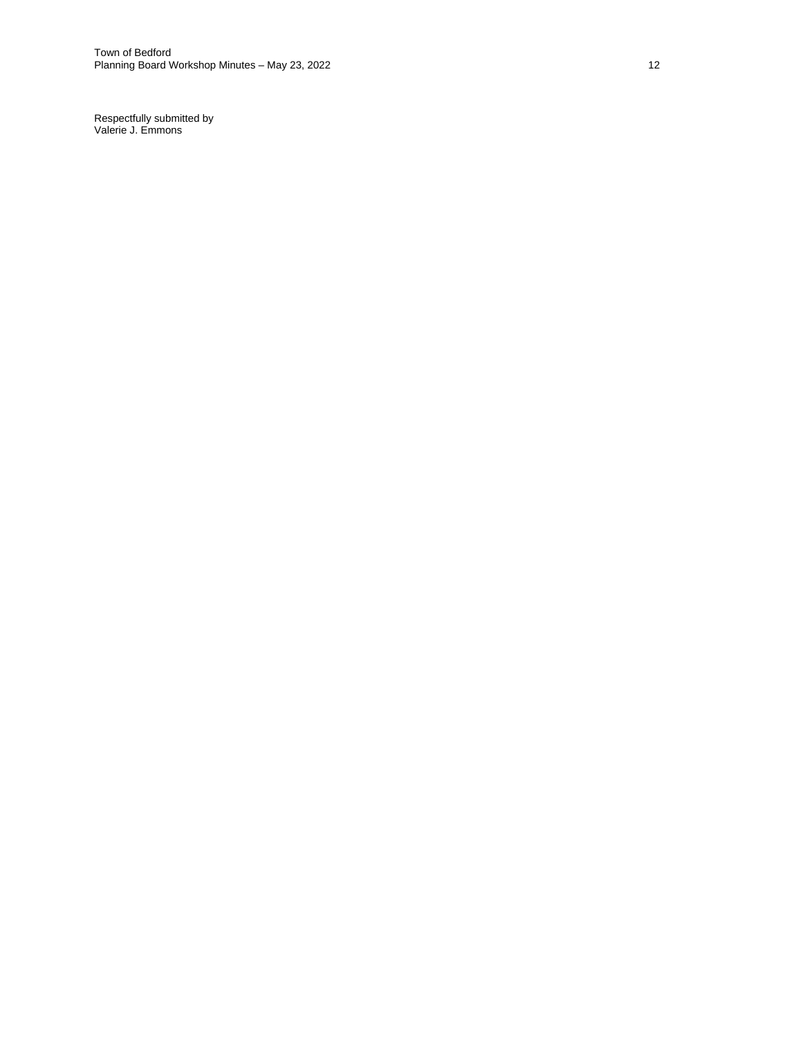Respectfully submitted by
Valerie J. Emmons